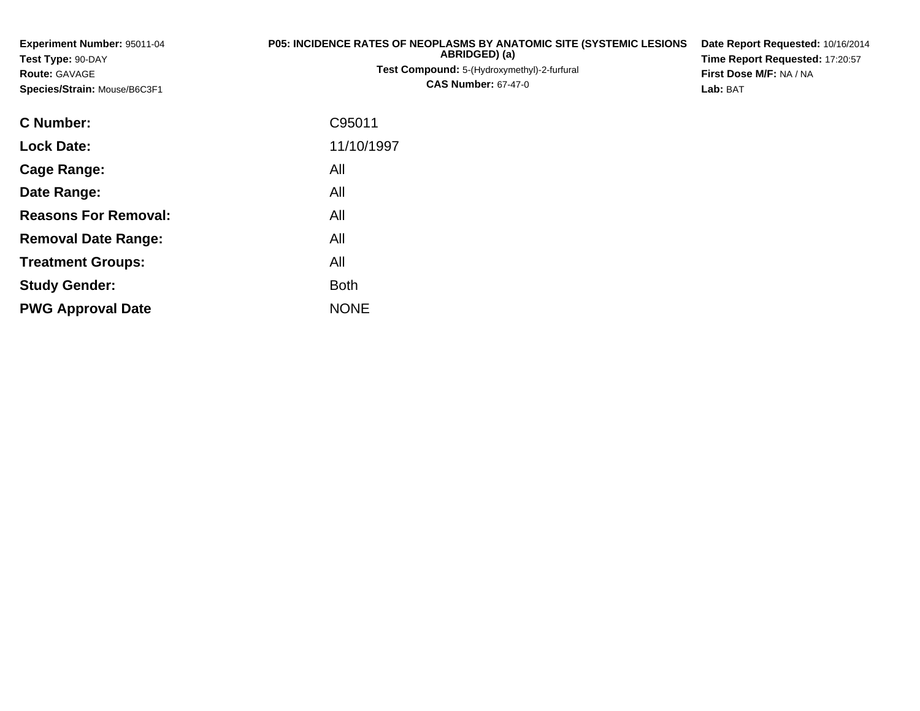**Experiment Number:** 95011-04
**Test Type:** 90-DAY
**Route:** GAVAGE
**Species/Strain:** Mouse/B6C3F1

**P05: INCIDENCE RATES OF NEOPLASMS BY ANATOMIC SITE (SYSTEMIC LESIONS ABRIDGED) (a)**

**Test Compound:** 5-(Hydroxymethyl)-2-furfural
**CAS Number:** 67-47-0

**Date Report Requested:** 10/16/2014
**Time Report Requested:** 17:20:57
**First Dose M/F:** NA / NA
**Lab:** BAT

| | |
|---|---|
| **C Number:** | C95011 |
| **Lock Date:** | 11/10/1997 |
| **Cage Range:** | All |
| **Date Range:** | All |
| **Reasons For Removal:** | All |
| **Removal Date Range:** | All |
| **Treatment Groups:** | All |
| **Study Gender:** | Both |
| **PWG Approval Date** | NONE |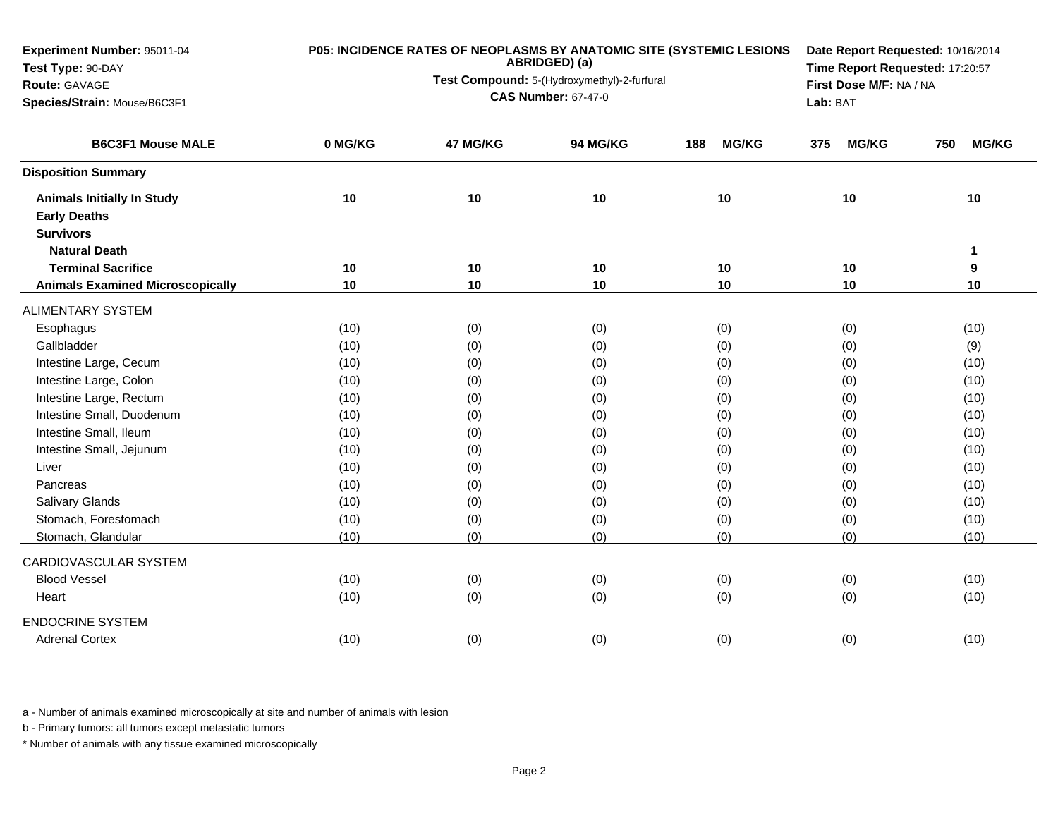**Experiment Number:** 95011-04
**Test Type:** 90-DAY
**Route:** GAVAGE
**Species/Strain:** Mouse/B6C3F1

**P05: INCIDENCE RATES OF NEOPLASMS BY ANATOMIC SITE (SYSTEMIC LESIONS ABRIDGED) (a)**
**Test Compound:** 5-(Hydroxymethyl)-2-furfural
**CAS Number:** 67-47-0

**Date Report Requested:** 10/16/2014
**Time Report Requested:** 17:20:57
**First Dose M/F:** NA / NA
**Lab:** BAT

| B6C3F1 Mouse MALE | 0 MG/KG | 47 MG/KG | 94 MG/KG | 188 MG/KG | 375 MG/KG | 750 MG/KG |
|---|---|---|---|---|---|---|
| **Disposition Summary** | | | | | | |
| **Animals Initially In Study** | **10** | **10** | **10** | **10** | **10** | **10** |
| **Early Deaths** | | | | | | |
| **Survivors** | | | | | | |
| **Natural Death** | | | | | | **1** |
| **Terminal Sacrifice** | **10** | **10** | **10** | **10** | **10** | **9** |
| **Animals Examined Microscopically** | **10** | **10** | **10** | **10** | **10** | **10** |
| ALIMENTARY SYSTEM | | | | | | |
| Esophagus | (10) | (0) | (0) | (0) | (0) | (10) |
| Gallbladder | (10) | (0) | (0) | (0) | (0) | (9) |
| Intestine Large, Cecum | (10) | (0) | (0) | (0) | (0) | (10) |
| Intestine Large, Colon | (10) | (0) | (0) | (0) | (0) | (10) |
| Intestine Large, Rectum | (10) | (0) | (0) | (0) | (0) | (10) |
| Intestine Small, Duodenum | (10) | (0) | (0) | (0) | (0) | (10) |
| Intestine Small, Ileum | (10) | (0) | (0) | (0) | (0) | (10) |
| Intestine Small, Jejunum | (10) | (0) | (0) | (0) | (0) | (10) |
| Liver | (10) | (0) | (0) | (0) | (0) | (10) |
| Pancreas | (10) | (0) | (0) | (0) | (0) | (10) |
| Salivary Glands | (10) | (0) | (0) | (0) | (0) | (10) |
| Stomach, Forestomach | (10) | (0) | (0) | (0) | (0) | (10) |
| Stomach, Glandular | (10) | (0) | (0) | (0) | (0) | (10) |
| CARDIOVASCULAR SYSTEM | | | | | | |
| Blood Vessel | (10) | (0) | (0) | (0) | (0) | (10) |
| Heart | (10) | (0) | (0) | (0) | (0) | (10) |
| ENDOCRINE SYSTEM | | | | | | |
| Adrenal Cortex | (10) | (0) | (0) | (0) | (0) | (10) |

a - Number of animals examined microscopically at site and number of animals with lesion

b - Primary tumors: all tumors except metastatic tumors

* Number of animals with any tissue examined microscopically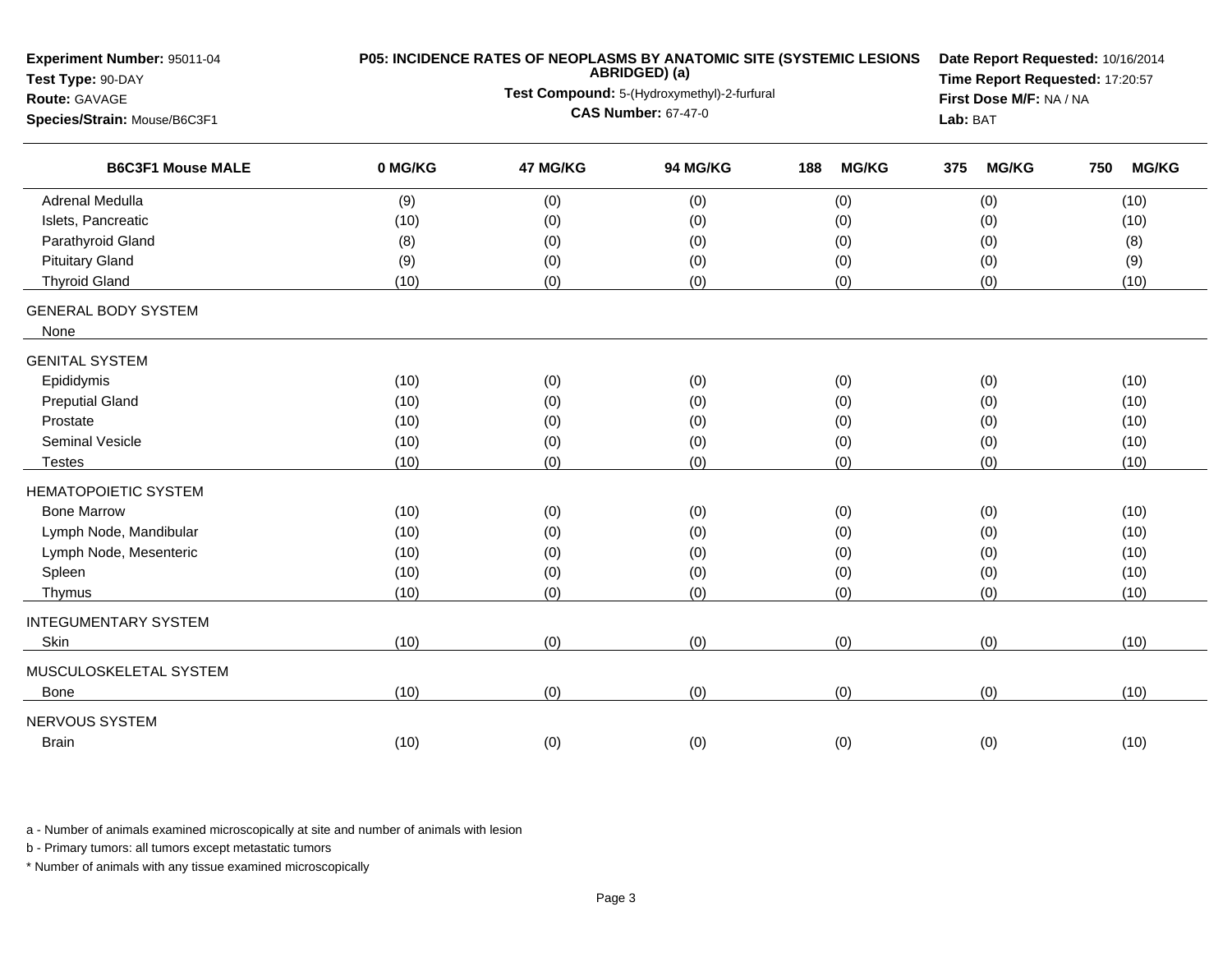**Experiment Number:** 95011-04
**Test Type:** 90-DAY
**Route:** GAVAGE
**Species/Strain:** Mouse/B6C3F1

**P05: INCIDENCE RATES OF NEOPLASMS BY ANATOMIC SITE (SYSTEMIC LESIONS ABRIDGED) (a)**
**Test Compound:** 5-(Hydroxymethyl)-2-furfural
**CAS Number:** 67-47-0

**Date Report Requested:** 10/16/2014
**Time Report Requested:** 17:20:57
**First Dose M/F:** NA / NA
**Lab:** BAT

| B6C3F1 Mouse MALE | 0 MG/KG | 47 MG/KG | 94 MG/KG | 188 MG/KG | 375 MG/KG | 750 MG/KG |
|---|---|---|---|---|---|---|
| Adrenal Medulla | (9) | (0) | (0) | (0) | (0) | (10) |
| Islets, Pancreatic | (10) | (0) | (0) | (0) | (0) | (10) |
| Parathyroid Gland | (8) | (0) | (0) | (0) | (0) | (8) |
| Pituitary Gland | (9) | (0) | (0) | (0) | (0) | (9) |
| Thyroid Gland | (10) | (0) | (0) | (0) | (0) | (10) |
| GENERAL BODY SYSTEM | | | | | | |
| None | | | | | | |
| GENITAL SYSTEM | | | | | | |
| Epididymis | (10) | (0) | (0) | (0) | (0) | (10) |
| Preputial Gland | (10) | (0) | (0) | (0) | (0) | (10) |
| Prostate | (10) | (0) | (0) | (0) | (0) | (10) |
| Seminal Vesicle | (10) | (0) | (0) | (0) | (0) | (10) |
| Testes | (10) | (0) | (0) | (0) | (0) | (10) |
| HEMATOPOIETIC SYSTEM | | | | | | |
| Bone Marrow | (10) | (0) | (0) | (0) | (0) | (10) |
| Lymph Node, Mandibular | (10) | (0) | (0) | (0) | (0) | (10) |
| Lymph Node, Mesenteric | (10) | (0) | (0) | (0) | (0) | (10) |
| Spleen | (10) | (0) | (0) | (0) | (0) | (10) |
| Thymus | (10) | (0) | (0) | (0) | (0) | (10) |
| INTEGUMENTARY SYSTEM | | | | | | |
| Skin | (10) | (0) | (0) | (0) | (0) | (10) |
| MUSCULOSKELETAL SYSTEM | | | | | | |
| Bone | (10) | (0) | (0) | (0) | (0) | (10) |
| NERVOUS SYSTEM | | | | | | |
| Brain | (10) | (0) | (0) | (0) | (0) | (10) |

a - Number of animals examined microscopically at site and number of animals with lesion

b - Primary tumors: all tumors except metastatic tumors

* Number of animals with any tissue examined microscopically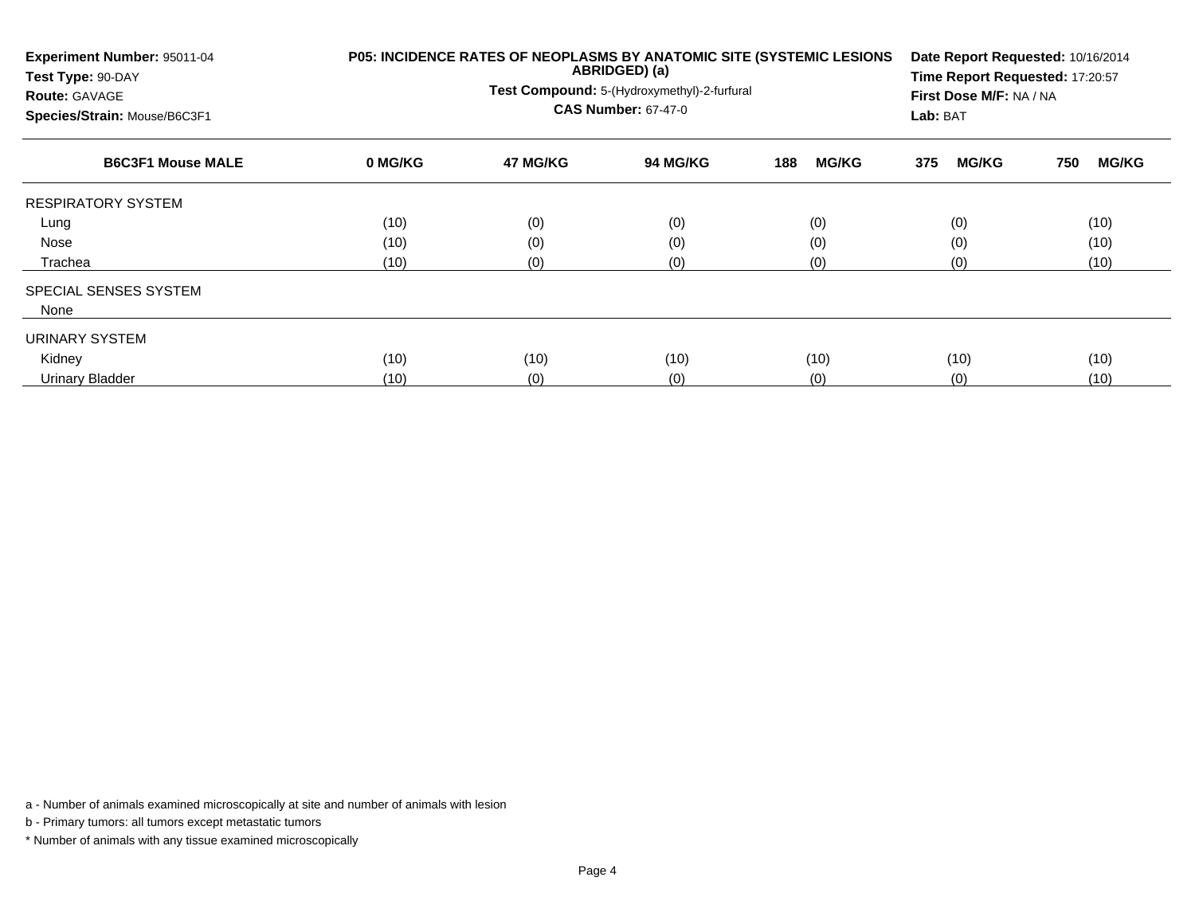**Experiment Number:** 95011-04
**Test Type:** 90-DAY
**Route:** GAVAGE
**Species/Strain:** Mouse/B6C3F1

**P05: INCIDENCE RATES OF NEOPLASMS BY ANATOMIC SITE (SYSTEMIC LESIONS ABRIDGED) (a)**
**Test Compound:** 5-(Hydroxymethyl)-2-furfural
**CAS Number:** 67-47-0

**Date Report Requested:** 10/16/2014
**Time Report Requested:** 17:20:57
**First Dose M/F:** NA / NA
**Lab:** BAT

| B6C3F1 Mouse MALE | 0 MG/KG | 47 MG/KG | 94 MG/KG | 188 MG/KG | 375 MG/KG | 750 MG/KG |
|---|---|---|---|---|---|---|
| RESPIRATORY SYSTEM | | | | | | |
| Lung | (10) | (0) | (0) | (0) | (0) | (10) |
| Nose | (10) | (0) | (0) | (0) | (0) | (10) |
| Trachea | (10) | (0) | (0) | (0) | (0) | (10) |
| SPECIAL SENSES SYSTEM | | | | | | |
| None | | | | | | |
| URINARY SYSTEM | | | | | | |
| Kidney | (10) | (10) | (10) | (10) | (10) | (10) |
| Urinary Bladder | (10) | (0) | (0) | (0) | (0) | (10) |

a - Number of animals examined microscopically at site and number of animals with lesion

b - Primary tumors: all tumors except metastatic tumors

* Number of animals with any tissue examined microscopically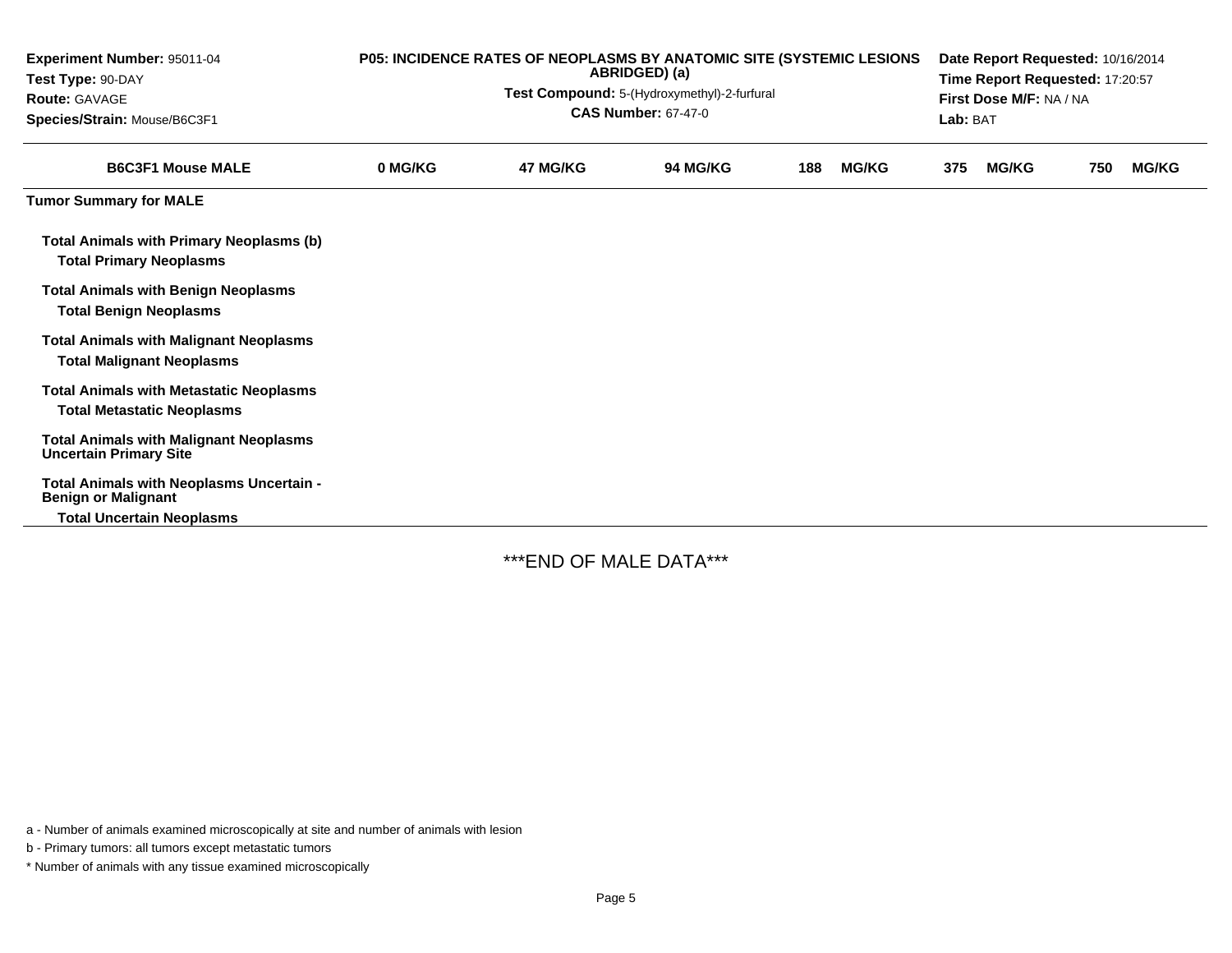**Experiment Number:** 95011-04
**Test Type:** 90-DAY
**Route:** GAVAGE
**Species/Strain:** Mouse/B6C3F1

**P05: INCIDENCE RATES OF NEOPLASMS BY ANATOMIC SITE (SYSTEMIC LESIONS ABRIDGED) (a)**
**Test Compound:** 5-(Hydroxymethyl)-2-furfural
**CAS Number:** 67-47-0

**Date Report Requested:** 10/16/2014
**Time Report Requested:** 17:20:57
**First Dose M/F:** NA / NA
**Lab:** BAT

| B6C3F1 Mouse MALE | 0 MG/KG | 47 MG/KG | 94 MG/KG | 188 MG/KG | 375 MG/KG | 750 MG/KG |
|---|---|---|---|---|---|---|
| **Tumor Summary for MALE** | | | | | | |
| **Total Animals with Primary Neoplasms (b)** | | | | | | |
| **Total Primary Neoplasms** | | | | | | |
| **Total Animals with Benign Neoplasms** | | | | | | |
| **Total Benign Neoplasms** | | | | | | |
| **Total Animals with Malignant Neoplasms** | | | | | | |
| **Total Malignant Neoplasms** | | | | | | |
| **Total Animals with Metastatic Neoplasms** | | | | | | |
| **Total Metastatic Neoplasms** | | | | | | |
| **Total Animals with Malignant Neoplasms Uncertain Primary Site** | | | | | | |
| **Total Animals with Neoplasms Uncertain - Benign or Malignant** | | | | | | |
| **Total Uncertain Neoplasms** | | | | | | |

***END OF MALE DATA***

a - Number of animals examined microscopically at site and number of animals with lesion

b - Primary tumors: all tumors except metastatic tumors

* Number of animals with any tissue examined microscopically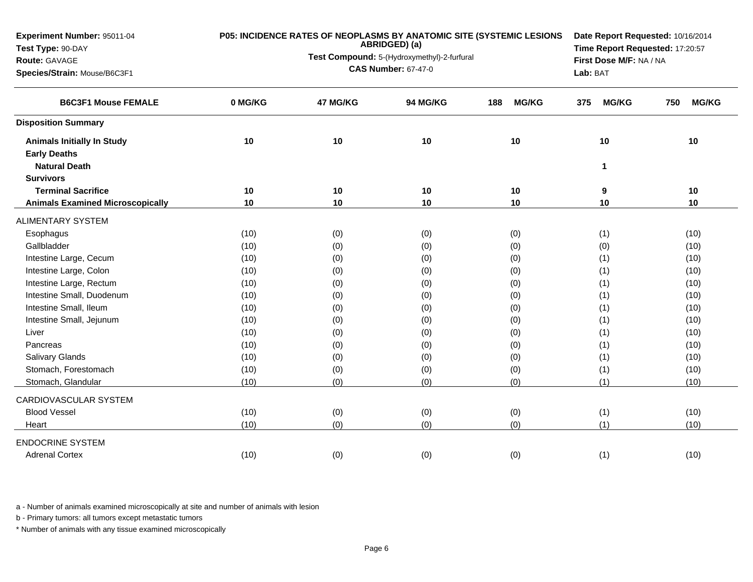**Experiment Number:** 95011-04
**Test Type:** 90-DAY
**Route:** GAVAGE
**Species/Strain:** Mouse/B6C3F1

**P05: INCIDENCE RATES OF NEOPLASMS BY ANATOMIC SITE (SYSTEMIC LESIONS ABRIDGED) (a)**

**Test Compound:** 5-(Hydroxymethyl)-2-furfural
**CAS Number:** 67-47-0

**Date Report Requested:** 10/16/2014
**Time Report Requested:** 17:20:57
**First Dose M/F:** NA / NA
**Lab:** BAT

| B6C3F1 Mouse FEMALE | 0 MG/KG | 47 MG/KG | 94 MG/KG | 188 MG/KG | 375 MG/KG | 750 MG/KG |
|---|---|---|---|---|---|---|
| **Disposition Summary** | | | | | | |
| **Animals Initially In Study** | **10** | **10** | **10** | **10** | **10** | **10** |
| **Early Deaths** | | | | | | |
| **Natural Death** | | | | | **1** | |
| **Survivors** | | | | | | |
| **Terminal Sacrifice** | **10** | **10** | **10** | **10** | **9** | **10** |
| **Animals Examined Microscopically** | **10** | **10** | **10** | **10** | **10** | **10** |
| ALIMENTARY SYSTEM | | | | | | |
| Esophagus | (10) | (0) | (0) | (0) | (1) | (10) |
| Gallbladder | (10) | (0) | (0) | (0) | (0) | (10) |
| Intestine Large, Cecum | (10) | (0) | (0) | (0) | (1) | (10) |
| Intestine Large, Colon | (10) | (0) | (0) | (0) | (1) | (10) |
| Intestine Large, Rectum | (10) | (0) | (0) | (0) | (1) | (10) |
| Intestine Small, Duodenum | (10) | (0) | (0) | (0) | (1) | (10) |
| Intestine Small, Ileum | (10) | (0) | (0) | (0) | (1) | (10) |
| Intestine Small, Jejunum | (10) | (0) | (0) | (0) | (1) | (10) |
| Liver | (10) | (0) | (0) | (0) | (1) | (10) |
| Pancreas | (10) | (0) | (0) | (0) | (1) | (10) |
| Salivary Glands | (10) | (0) | (0) | (0) | (1) | (10) |
| Stomach, Forestomach | (10) | (0) | (0) | (0) | (1) | (10) |
| Stomach, Glandular | (10) | (0) | (0) | (0) | (1) | (10) |
| CARDIOVASCULAR SYSTEM | | | | | | |
| Blood Vessel | (10) | (0) | (0) | (0) | (1) | (10) |
| Heart | (10) | (0) | (0) | (0) | (1) | (10) |
| ENDOCRINE SYSTEM | | | | | | |
| Adrenal Cortex | (10) | (0) | (0) | (0) | (1) | (10) |

a - Number of animals examined microscopically at site and number of animals with lesion

b - Primary tumors: all tumors except metastatic tumors

* Number of animals with any tissue examined microscopically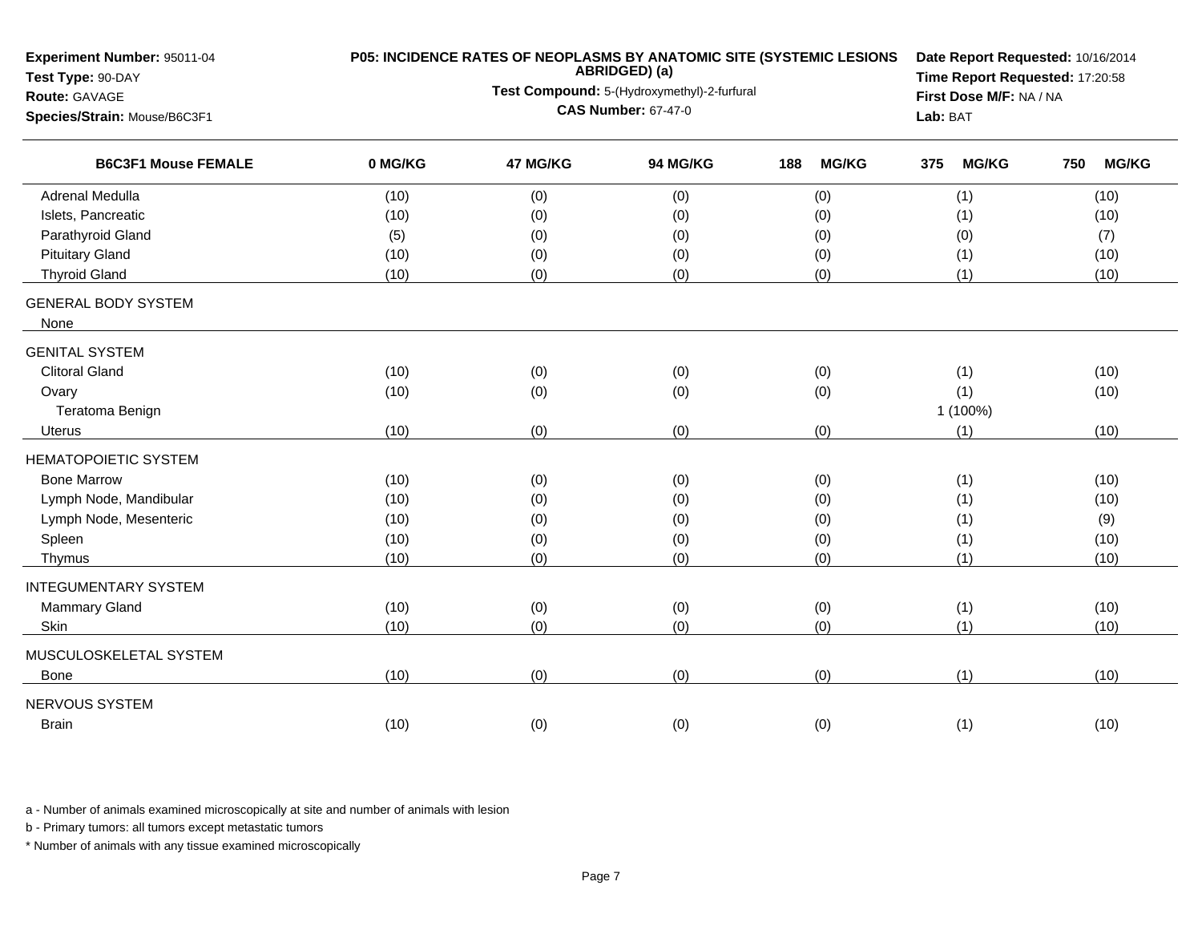Experiment Number: 95011-04
Test Type: 90-DAY
Route: GAVAGE
Species/Strain: Mouse/B6C3F1

**P05: INCIDENCE RATES OF NEOPLASMS BY ANATOMIC SITE (SYSTEMIC LESIONS ABRIDGED) (a)**
**Test Compound:** 5-(Hydroxymethyl)-2-furfural
**CAS Number:** 67-47-0

**Date Report Requested:** 10/16/2014
**Time Report Requested:** 17:20:58
**First Dose M/F:** NA / NA
**Lab:** BAT

| B6C3F1 Mouse FEMALE | 0 MG/KG | 47 MG/KG | 94 MG/KG | 188 MG/KG | 375 MG/KG | 750 MG/KG |
|---|---|---|---|---|---|---|
| Adrenal Medulla | (10) | (0) | (0) | (0) | (1) | (10) |
| Islets, Pancreatic | (10) | (0) | (0) | (0) | (1) | (10) |
| Parathyroid Gland | (5) | (0) | (0) | (0) | (0) | (7) |
| Pituitary Gland | (10) | (0) | (0) | (0) | (1) | (10) |
| Thyroid Gland | (10) | (0) | (0) | (0) | (1) | (10) |
| GENERAL BODY SYSTEM | | | | | | |
| None | | | | | | |
| GENITAL SYSTEM | | | | | | |
| Clitoral Gland | (10) | (0) | (0) | (0) | (1) | (10) |
| Ovary | (10) | (0) | (0) | (0) | (1) | (10) |
| Teratoma Benign | | | | | 1 (100%) | |
| Uterus | (10) | (0) | (0) | (0) | (1) | (10) |
| HEMATOPOIETIC SYSTEM | | | | | | |
| Bone Marrow | (10) | (0) | (0) | (0) | (1) | (10) |
| Lymph Node, Mandibular | (10) | (0) | (0) | (0) | (1) | (10) |
| Lymph Node, Mesenteric | (10) | (0) | (0) | (0) | (1) | (9) |
| Spleen | (10) | (0) | (0) | (0) | (1) | (10) |
| Thymus | (10) | (0) | (0) | (0) | (1) | (10) |
| INTEGUMENTARY SYSTEM | | | | | | |
| Mammary Gland | (10) | (0) | (0) | (0) | (1) | (10) |
| Skin | (10) | (0) | (0) | (0) | (1) | (10) |
| MUSCULOSKELETAL SYSTEM | | | | | | |
| Bone | (10) | (0) | (0) | (0) | (1) | (10) |
| NERVOUS SYSTEM | | | | | | |
| Brain | (10) | (0) | (0) | (0) | (1) | (10) |

a - Number of animals examined microscopically at site and number of animals with lesion
b - Primary tumors: all tumors except metastatic tumors
* Number of animals with any tissue examined microscopically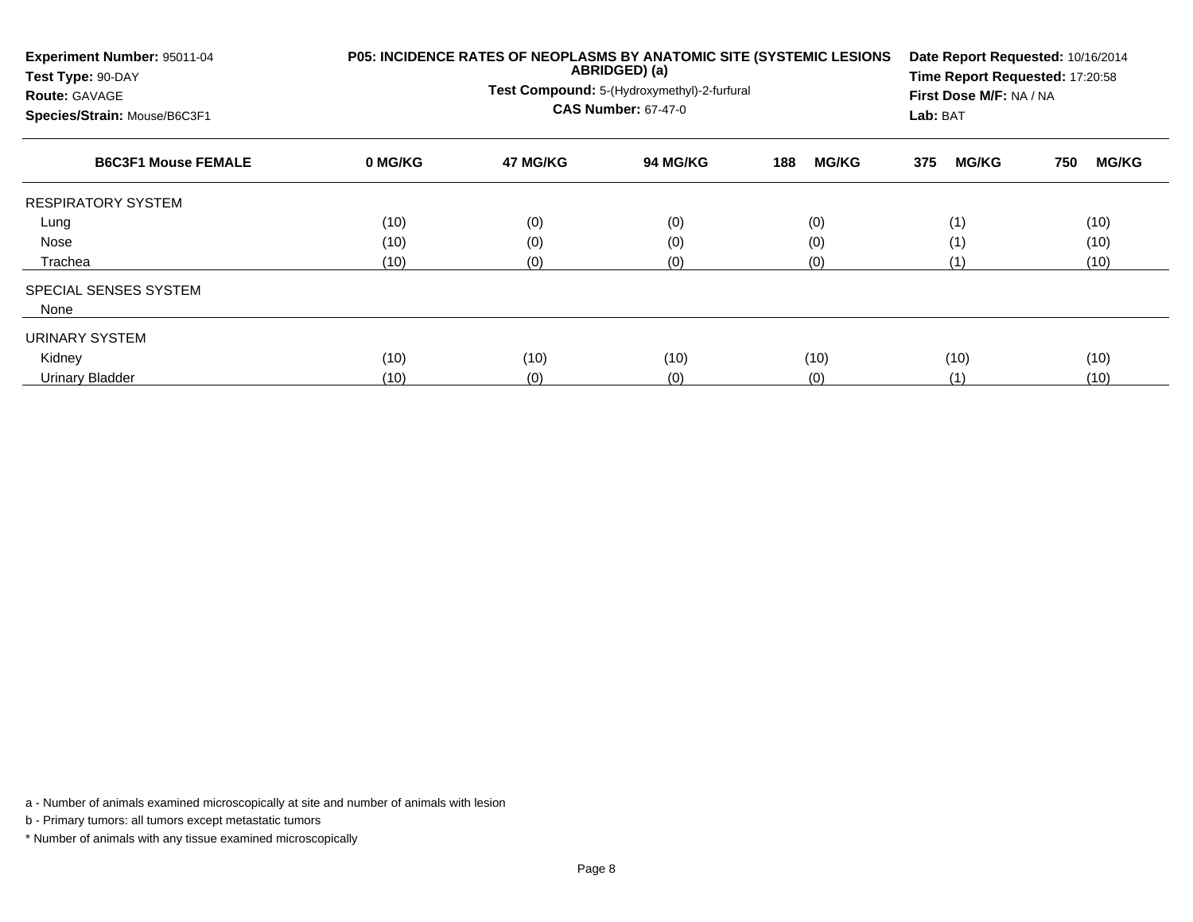**Experiment Number:** 95011-04
**Test Type:** 90-DAY
**Route:** GAVAGE
**Species/Strain:** Mouse/B6C3F1

**P05: INCIDENCE RATES OF NEOPLASMS BY ANATOMIC SITE (SYSTEMIC LESIONS ABRIDGED) (a)**
**Test Compound:** 5-(Hydroxymethyl)-2-furfural
**CAS Number:** 67-47-0

**Date Report Requested:** 10/16/2014
**Time Report Requested:** 17:20:58
**First Dose M/F:** NA / NA
**Lab:** BAT

| B6C3F1 Mouse FEMALE | 0 MG/KG | 47 MG/KG | 94 MG/KG | 188 MG/KG | 375 MG/KG | 750 MG/KG |
|---|---|---|---|---|---|---|
| RESPIRATORY SYSTEM | | | | | | |
| Lung | (10) | (0) | (0) | (0) | (1) | (10) |
| Nose | (10) | (0) | (0) | (0) | (1) | (10) |
| Trachea | (10) | (0) | (0) | (0) | (1) | (10) |
| SPECIAL SENSES SYSTEM | | | | | | |
| None | | | | | | |
| URINARY SYSTEM | | | | | | |
| Kidney | (10) | (10) | (10) | (10) | (10) | (10) |
| Urinary Bladder | (10) | (0) | (0) | (0) | (1) | (10) |

a - Number of animals examined microscopically at site and number of animals with lesion

b - Primary tumors: all tumors except metastatic tumors

* Number of animals with any tissue examined microscopically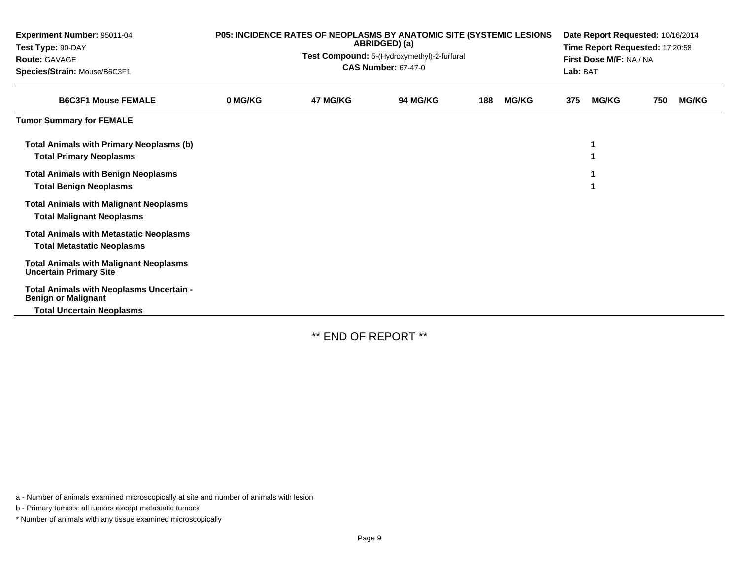| Experiment Number: 95011-04 | P05: INCIDENCE RATES OF NEOPLASMS BY ANATOMIC SITE (SYSTEMIC LESIONS ABRIDGED) (a) | Date Report Requested: 10/16/2014 |
|---|---|---|
| Test Type: 90-DAY | Test Compound: 5-(Hydroxymethyl)-2-furfural | Time Report Requested: 17:20:58 |
| Route: GAVAGE | CAS Number: 67-47-0 | First Dose M/F: NA / NA |
| Species/Strain: Mouse/B6C3F1 | | Lab: BAT |

| B6C3F1 Mouse FEMALE | 0 MG/KG | 47 MG/KG | 94 MG/KG | 188 MG/KG | 375 MG/KG | 750 MG/KG |
|---|---|---|---|---|---|---|
| **Tumor Summary for FEMALE** | | | | | | |
| **Total Animals with Primary Neoplasms (b)** | | | | | 1 | |
| **Total Primary Neoplasms** | | | | | 1 | |
| **Total Animals with Benign Neoplasms** | | | | | 1 | |
| **Total Benign Neoplasms** | | | | | 1 | |
| **Total Animals with Malignant Neoplasms** | | | | | | |
| **Total Malignant Neoplasms** | | | | | | |
| **Total Animals with Metastatic Neoplasms** | | | | | | |
| **Total Metastatic Neoplasms** | | | | | | |
| **Total Animals with Malignant Neoplasms Uncertain Primary Site** | | | | | | |
| **Total Animals with Neoplasms Uncertain - Benign or Malignant** | | | | | | |
| **Total Uncertain Neoplasms** | | | | | | |

** END OF REPORT **

a - Number of animals examined microscopically at site and number of animals with lesion

b - Primary tumors: all tumors except metastatic tumors

* Number of animals with any tissue examined microscopically